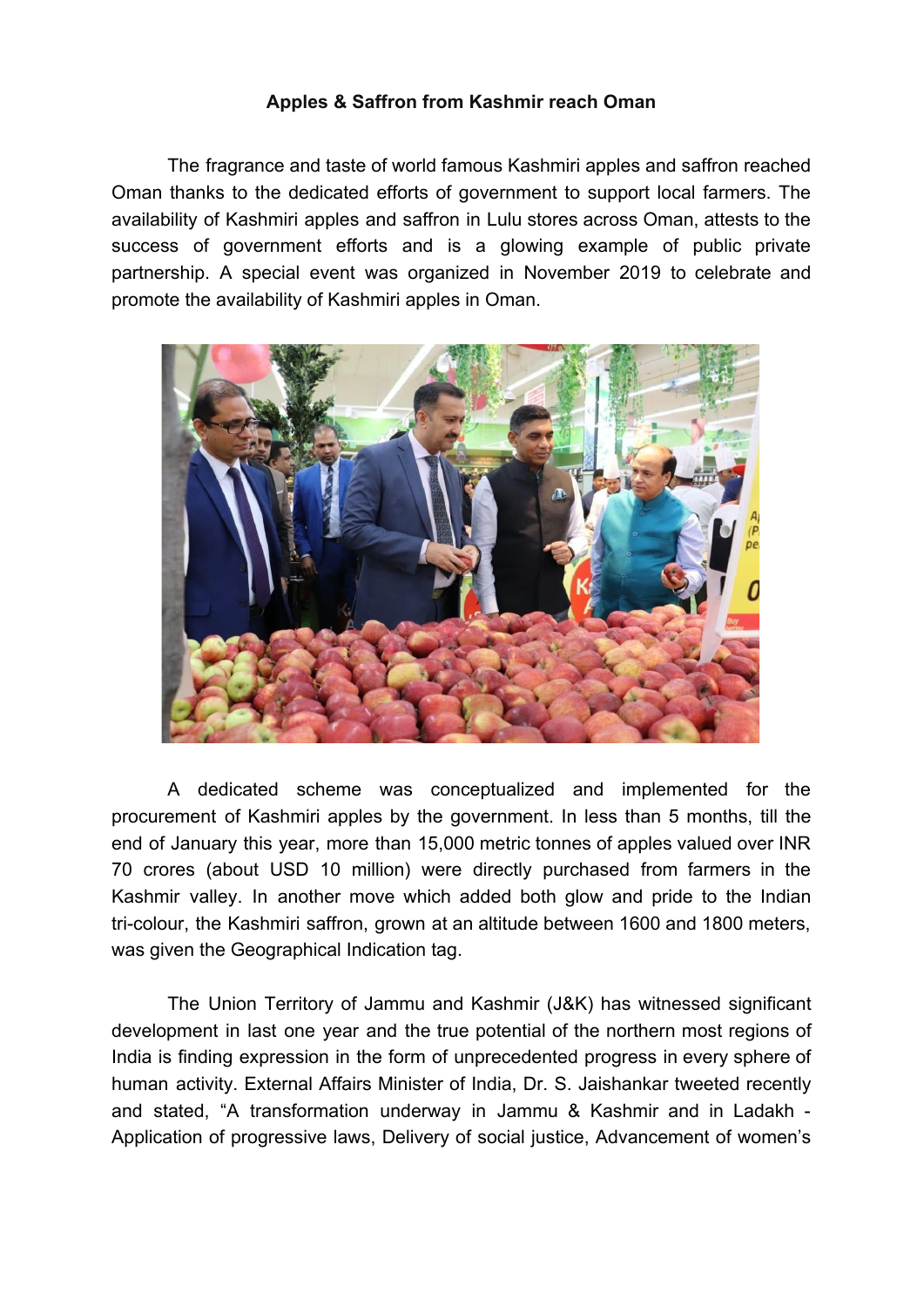**Apples & Saffron from Kashmir reach Oman**

The fragrance and taste of world famous Kashmiri apples and saffron reached Oman thanks to the dedicated efforts of government to support local farmers. The availability of Kashmiri apples and saffron in Lulu stores across Oman, attests to the success of government efforts and is a glowing example of public private partnership. A special event was organized in November 2019 to celebrate and promote the availability of Kashmiri apples in Oman.

A dedicated scheme was conceptualized and implemented for the procurement of Kashmiri apples by the government. In less than 5 months, till the end of January this year, more than 15,000 metric tonnes of apples valued over INR 70 crores (about USD 10 million) were directly purchased from farmers in the Kashmir valley. In another move which added both glow and pride to the Indian tri-colour, the Kashmiri saffron, grown at an altitude between 1600 and 1800 meters, was given the Geographical Indication tag.

The Union Territory of Jammu and Kashmir (J&K) has witnessed significant development in last one year and the true potential of the northern most regions of India is finding expression in the form of unprecedented progress in every sphere of human activity. External Affairs Minister of India, Dr. S. Jaishankar tweeted recently and stated, "A transformation underway in Jammu & Kashmir and in Ladakh - Application of progressive laws, Delivery of social justice, Advancement of women's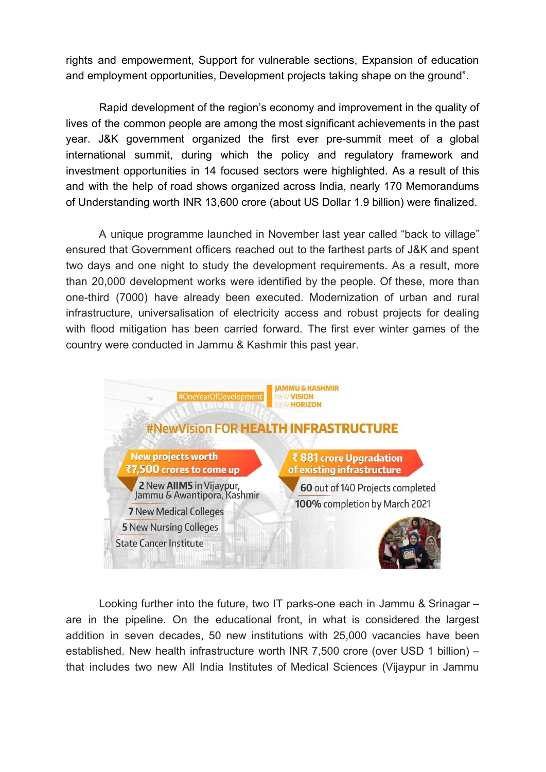rights and empowerment, Support for vulnerable sections, Expansion of education and employment opportunities, Development projects taking shape on the ground".

Rapid development of the region's economy and improvement in the quality of lives of the common people are among the most significant achievements in the past year. J&K government organized the first ever pre-summit meet of a global international summit, during which the policy and regulatory framework and investment opportunities in 14 focused sectors were highlighted. As a result of this and with the help of road shows organized across India, nearly 170 Memorandums of Understanding worth INR 13,600 crore (about US Dollar 1.9 billion) were finalized.

A unique programme launched in November last year called "back to village" ensured that Government officers reached out to the farthest parts of J&K and spent two days and one night to study the development requirements. As a result, more than 20,000 development works were identified by the people. Of these, more than one-third (7000) have already been executed. Modernization of urban and rural infrastructure, universalisation of electricity access and robust projects for dealing with flood mitigation has been carried forward. The first ever winter games of the country were conducted in Jammu & Kashmir this past year.

#OneYearOfDevelopment

JAMMU & KASHMIR NEW VISION NEW HORIZON

#NewVision FOR HEALTH INFRASTRUCTURE

New projects worth ₹7,500 crores to come up

2 New AIIMS in Vijaypur, Jammu & Awantipora, Kashmir

7 New Medical Colleges

5 New Nursing Colleges

State Cancer Institute

₹ 881 crore Upgradation of existing infrastructure

60 out of 140 Projects completed

100% completion by March 2021

Looking further into the future, two IT parks-one each in Jammu & Srinagar – are in the pipeline. On the educational front, in what is considered the largest addition in seven decades, 50 new institutions with 25,000 vacancies have been established. New health infrastructure worth INR 7,500 crore (over USD 1 billion) – that includes two new All India Institutes of Medical Sciences (Vijaypur in Jammu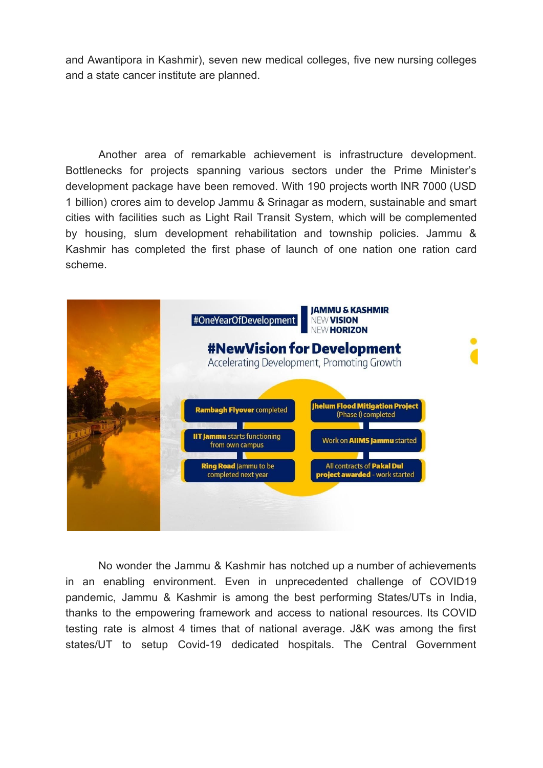and Awantipora in Kashmir), seven new medical colleges, five new nursing colleges and a state cancer institute are planned.

Another area of remarkable achievement is infrastructure development. Bottlenecks for projects spanning various sectors under the Prime Minister's development package have been removed. With 190 projects worth INR 7000 (USD 1 billion) crores aim to develop Jammu & Srinagar as modern, sustainable and smart cities with facilities such as Light Rail Transit System, which will be complemented by housing, slum development rehabilitation and township policies. Jammu & Kashmir has completed the first phase of launch of one nation one ration card scheme.

#OneYearOfDevelopment

JAMMU & KASHMIR
NEW VISION
NEW HORIZON

#NewVision for Development
Accelerating Development, Promoting Growth

Rambagh Flyover completed

Jhelum Flood Mitigation Project (Phase I) completed

IIT Jammu starts functioning from own campus

Work on AIIMS Jammu started

Ring Road Jammu to be completed next year

All contracts of Pakal Dul project awarded - work started

No wonder the Jammu & Kashmir has notched up a number of achievements in an enabling environment. Even in unprecedented challenge of COVID19 pandemic, Jammu & Kashmir is among the best performing States/UTs in India, thanks to the empowering framework and access to national resources. Its COVID testing rate is almost 4 times that of national average. J&K was among the first states/UT to setup Covid-19 dedicated hospitals. The Central Government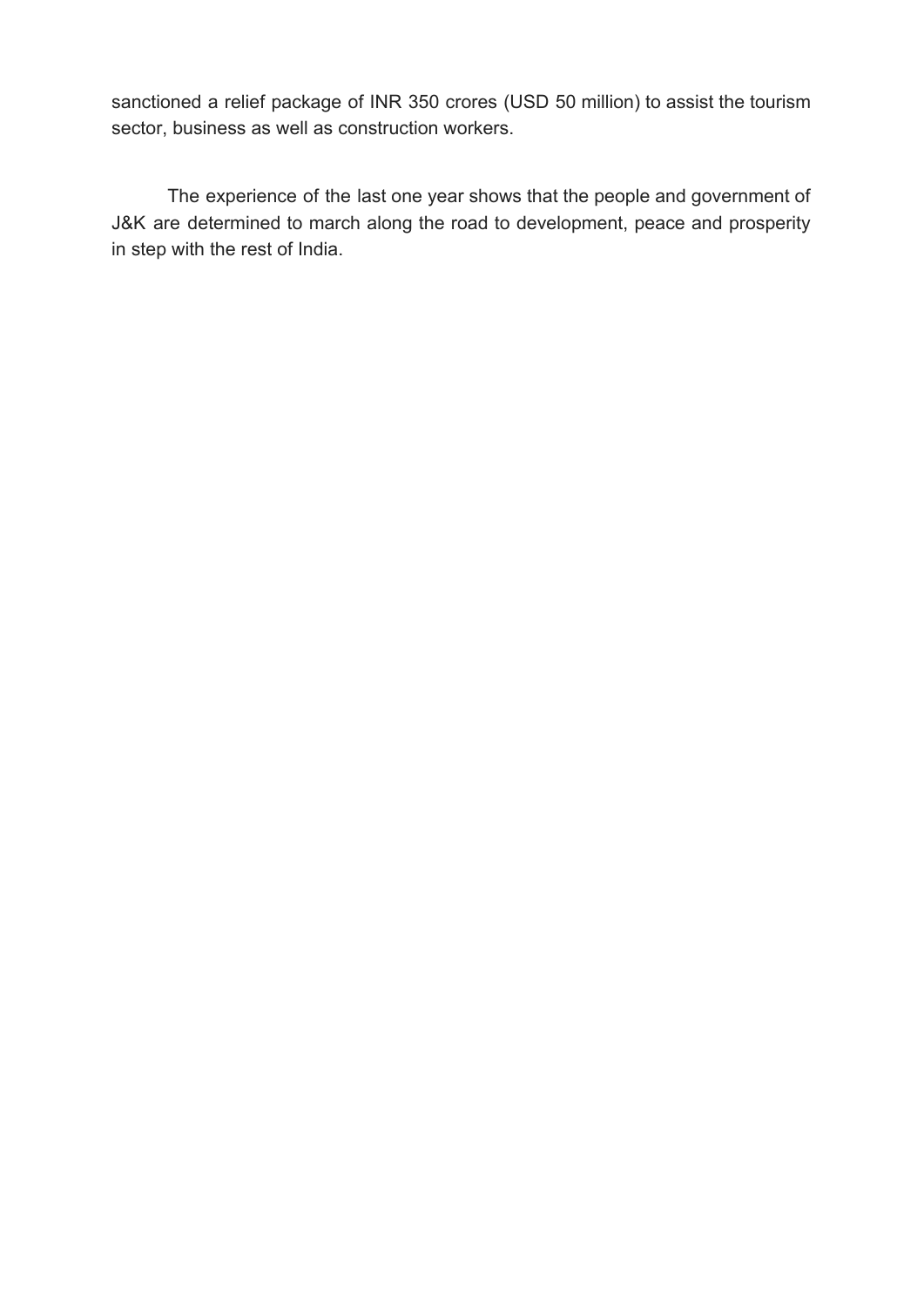sanctioned a relief package of INR 350 crores (USD 50 million) to assist the tourism sector, business as well as construction workers.

The experience of the last one year shows that the people and government of J&K are determined to march along the road to development, peace and prosperity in step with the rest of India.